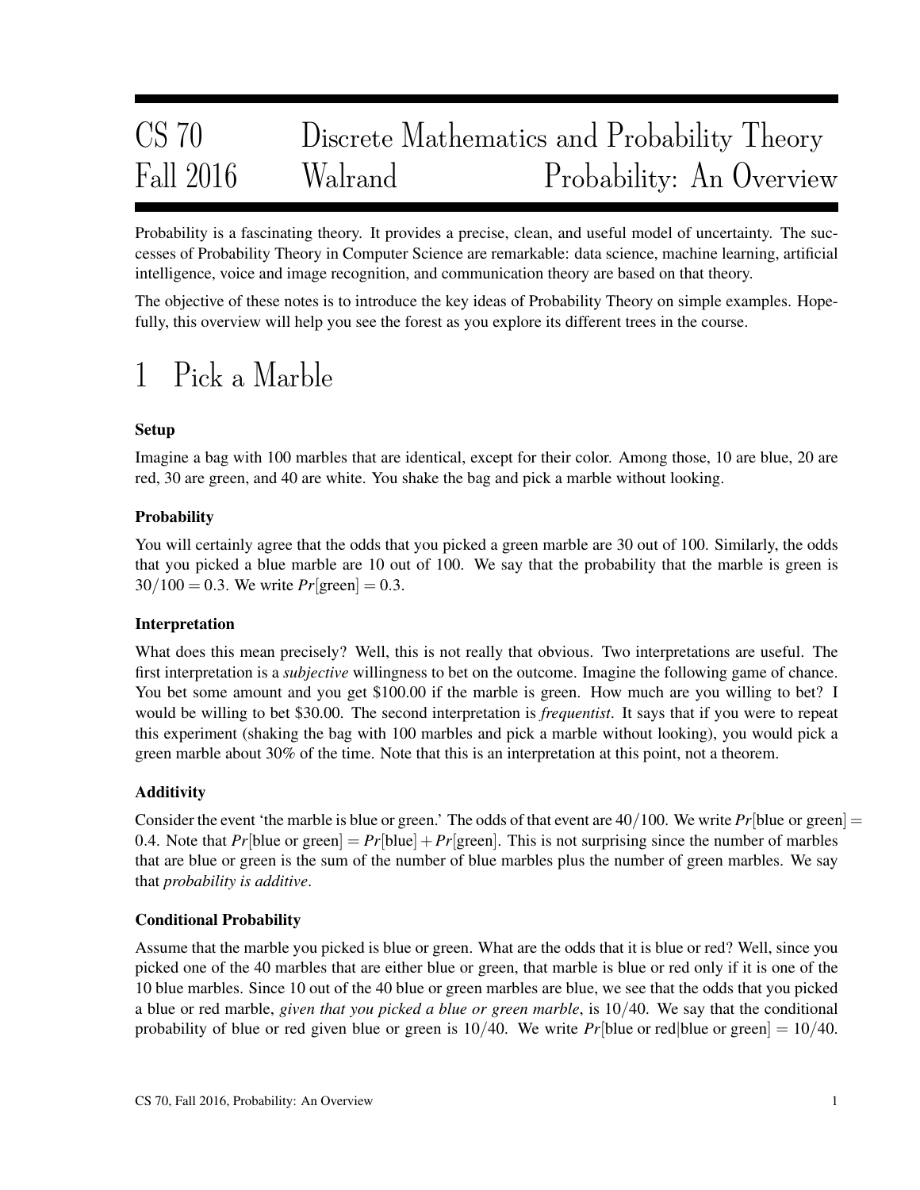# CS 70 Discrete Mathematics and Probability Theory
# Fall 2016 Walrand Probability: An Overview

Probability is a fascinating theory. It provides a precise, clean, and useful model of uncertainty. The successes of Probability Theory in Computer Science are remarkable: data science, machine learning, artificial intelligence, voice and image recognition, and communication theory are based on that theory.

The objective of these notes is to introduce the key ideas of Probability Theory on simple examples. Hopefully, this overview will help you see the forest as you explore its different trees in the course.

## 1 Pick a Marble

### Setup

Imagine a bag with 100 marbles that are identical, except for their color. Among those, 10 are blue, 20 are red, 30 are green, and 40 are white. You shake the bag and pick a marble without looking.

### Probability

You will certainly agree that the odds that you picked a green marble are 30 out of 100. Similarly, the odds that you picked a blue marble are 10 out of 100. We say that the probability that the marble is green is $30/100 = 0.3$. We write $Pr[\text{green}] = 0.3$.

### Interpretation

What does this mean precisely? Well, this is not really that obvious. Two interpretations are useful. The first interpretation is a *subjective* willingness to bet on the outcome. Imagine the following game of chance. You bet some amount and you get $100.00 if the marble is green. How much are you willing to bet? I would be willing to bet $30.00. The second interpretation is *frequentist*. It says that if you were to repeat this experiment (shaking the bag with 100 marbles and pick a marble without looking), you would pick a green marble about 30% of the time. Note that this is an interpretation at this point, not a theorem.

### Additivity

Consider the event 'the marble is blue or green.' The odds of that event are $40/100$. We write $Pr[\text{blue or green}] = 0.4$. Note that $Pr[\text{blue or green}] = Pr[\text{blue}] + Pr[\text{green}]$. This is not surprising since the number of marbles that are blue or green is the sum of the number of blue marbles plus the number of green marbles. We say that *probability is additive*.

### Conditional Probability

Assume that the marble you picked is blue or green. What are the odds that it is blue or red? Well, since you picked one of the 40 marbles that are either blue or green, that marble is blue or red only if it is one of the 10 blue marbles. Since 10 out of the 40 blue or green marbles are blue, we see that the odds that you picked a blue or red marble, *given that you picked a blue or green marble*, is $10/40$. We say that the conditional probability of blue or red given blue or green is $10/40$. We write $Pr[\text{blue or red}|\text{blue or green}] = 10/40$.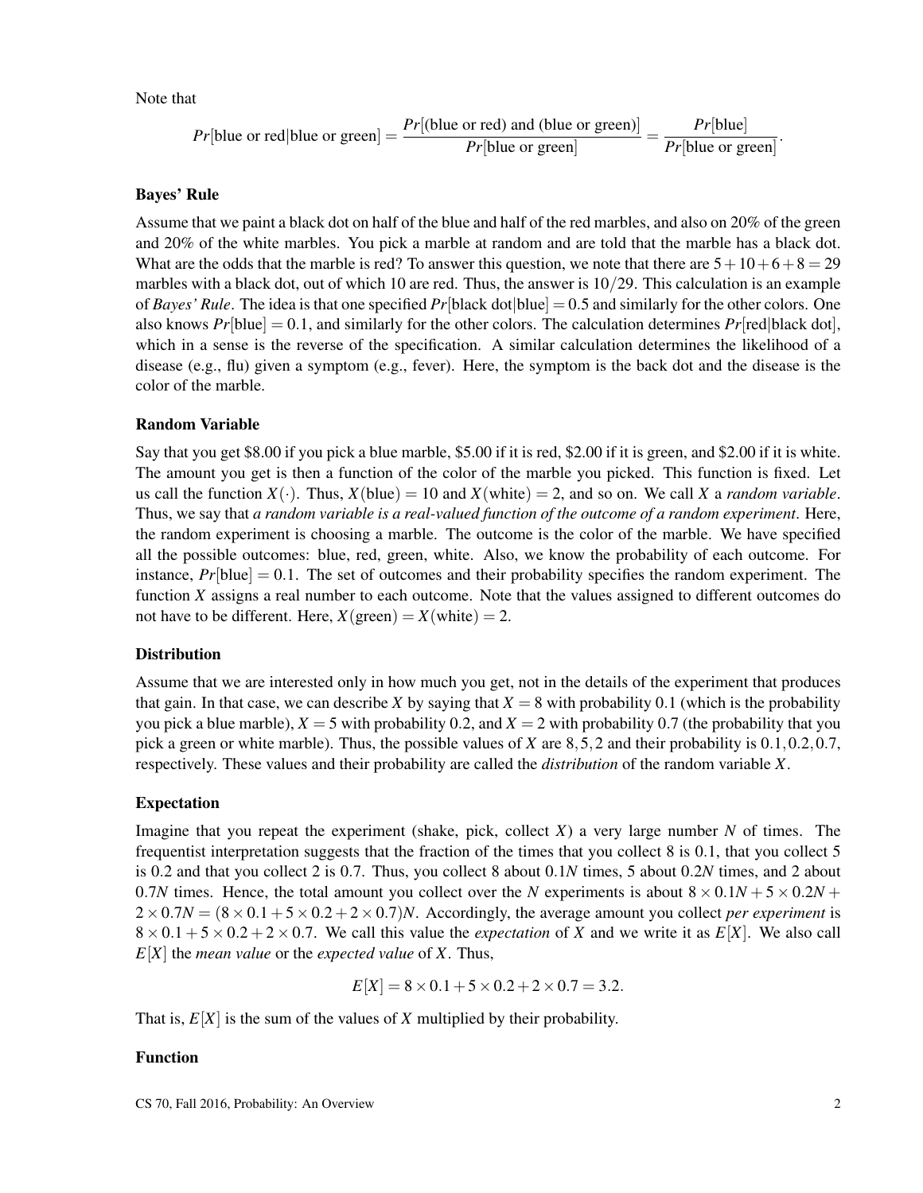Note that

$$Pr[\text{blue or red}|\text{blue or green}] = \frac{Pr[(\text{blue or red}) \text{ and } (\text{blue or green})]}{Pr[\text{blue or green}]} = \frac{Pr[\text{blue}]}{Pr[\text{blue or green}]}.$$

### Bayes' Rule

Assume that we paint a black dot on half of the blue and half of the red marbles, and also on 20% of the green and 20% of the white marbles. You pick a marble at random and are told that the marble has a black dot. What are the odds that the marble is red? To answer this question, we note that there are $5 + 10 + 6 + 8 = 29$ marbles with a black dot, out of which 10 are red. Thus, the answer is $10/29$. This calculation is an example of *Bayes' Rule*. The idea is that one specified $Pr[\text{black dot}|\text{blue}] = 0.5$ and similarly for the other colors. One also knows $Pr[\text{blue}] = 0.1$, and similarly for the other colors. The calculation determines $Pr[\text{red}|\text{black dot}]$, which in a sense is the reverse of the specification. A similar calculation determines the likelihood of a disease (e.g., flu) given a symptom (e.g., fever). Here, the symptom is the back dot and the disease is the color of the marble.

### Random Variable

Say that you get \$8.00 if you pick a blue marble, \$5.00 if it is red, \$2.00 if it is green, and \$2.00 if it is white. The amount you get is then a function of the color of the marble you picked. This function is fixed. Let us call the function $X(\cdot)$. Thus, $X(\text{blue}) = 10$ and $X(\text{white}) = 2$, and so on. We call $X$ a *random variable*. Thus, we say that *a random variable is a real-valued function of the outcome of a random experiment*. Here, the random experiment is choosing a marble. The outcome is the color of the marble. We have specified all the possible outcomes: blue, red, green, white. Also, we know the probability of each outcome. For instance, $Pr[\text{blue}] = 0.1$. The set of outcomes and their probability specifies the random experiment. The function $X$ assigns a real number to each outcome. Note that the values assigned to different outcomes do not have to be different. Here, $X(\text{green}) = X(\text{white}) = 2$.

### Distribution

Assume that we are interested only in how much you get, not in the details of the experiment that produces that gain. In that case, we can describe $X$ by saying that $X = 8$ with probability 0.1 (which is the probability you pick a blue marble), $X = 5$ with probability 0.2, and $X = 2$ with probability 0.7 (the probability that you pick a green or white marble). Thus, the possible values of $X$ are $8, 5, 2$ and their probability is $0.1, 0.2, 0.7$, respectively. These values and their probability are called the *distribution* of the random variable $X$.

### Expectation

Imagine that you repeat the experiment (shake, pick, collect $X$) a very large number $N$ of times. The frequentist interpretation suggests that the fraction of the times that you collect 8 is 0.1, that you collect 5 is 0.2 and that you collect 2 is 0.7. Thus, you collect 8 about $0.1N$ times, 5 about $0.2N$ times, and 2 about $0.7N$ times. Hence, the total amount you collect over the $N$ experiments is about $8 \times 0.1N + 5 \times 0.2N + 2 \times 0.7N = (8 \times 0.1 + 5 \times 0.2 + 2 \times 0.7)N$. Accordingly, the average amount you collect *per experiment* is $8 \times 0.1 + 5 \times 0.2 + 2 \times 0.7$. We call this value the *expectation* of $X$ and we write it as $E[X]$. We also call $E[X]$ the *mean value* or the *expected value* of $X$. Thus,

$$E[X] = 8 \times 0.1 + 5 \times 0.2 + 2 \times 0.7 = 3.2.$$

That is, $E[X]$ is the sum of the values of $X$ multiplied by their probability.

### Function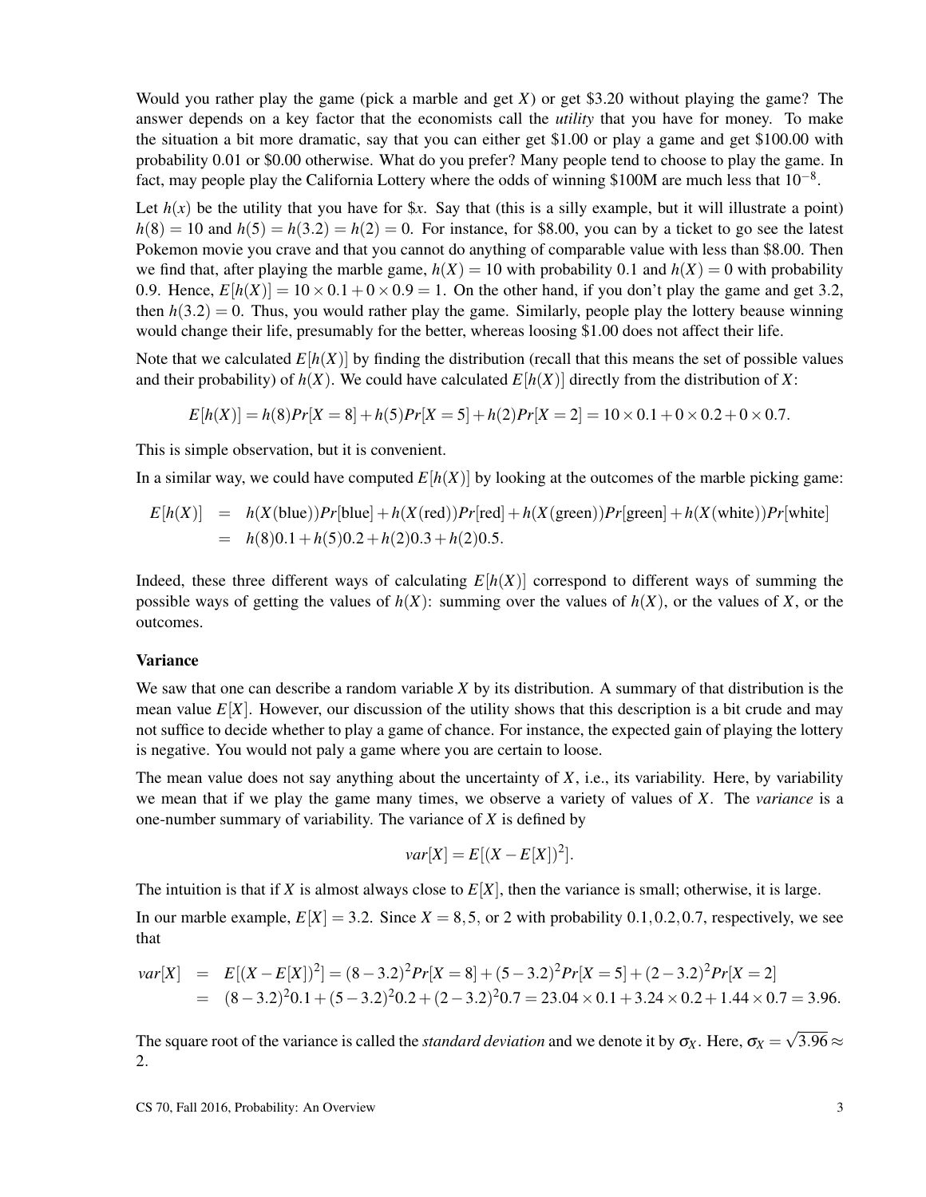Would you rather play the game (pick a marble and get $X$) or get \$3.20 without playing the game? The answer depends on a key factor that the economists call the *utility* that you have for money. To make the situation a bit more dramatic, say that you can either get \$1.00 or play a game and get \$100.00 with probability 0.01 or \$0.00 otherwise. What do you prefer? Many people tend to choose to play the game. In fact, may people play the California Lottery where the odds of winning \$100M are much less that $10^{-8}$.

Let $h(x)$ be the utility that you have for \$$x$. Say that (this is a silly example, but it will illustrate a point) $h(8) = 10$ and $h(5) = h(3.2) = h(2) = 0$. For instance, for \$8.00, you can by a ticket to go see the latest Pokemon movie you crave and that you cannot do anything of comparable value with less than \$8.00. Then we find that, after playing the marble game, $h(X) = 10$ with probability 0.1 and $h(X) = 0$ with probability 0.9. Hence, $E[h(X)] = 10 \times 0.1 + 0 \times 0.9 = 1$. On the other hand, if you don't play the game and get 3.2, then $h(3.2) = 0$. Thus, you would rather play the game. Similarly, people play the lottery beause winning would change their life, presumably for the better, whereas loosing \$1.00 does not affect their life.

Note that we calculated $E[h(X)]$ by finding the distribution (recall that this means the set of possible values and their probability) of $h(X)$. We could have calculated $E[h(X)]$ directly from the distribution of $X$:

$$E[h(X)] = h(8)Pr[X = 8] + h(5)Pr[X = 5] + h(2)Pr[X = 2] = 10 \times 0.1 + 0 \times 0.2 + 0 \times 0.7.$$

This is simple observation, but it is convenient.

In a similar way, we could have computed $E[h(X)]$ by looking at the outcomes of the marble picking game:

$$\begin{aligned}
E[h(X)] &= h(X(\text{blue}))Pr[\text{blue}] + h(X(\text{red}))Pr[\text{red}] + h(X(\text{green}))Pr[\text{green}] + h(X(\text{white}))Pr[\text{white}] \\
&= h(8)0.1 + h(5)0.2 + h(2)0.3 + h(2)0.5.
\end{aligned}$$

Indeed, these three different ways of calculating $E[h(X)]$ correspond to different ways of summing the possible ways of getting the values of $h(X)$: summing over the values of $h(X)$, or the values of $X$, or the outcomes.

### Variance

We saw that one can describe a random variable $X$ by its distribution. A summary of that distribution is the mean value $E[X]$. However, our discussion of the utility shows that this description is a bit crude and may not suffice to decide whether to play a game of chance. For instance, the expected gain of playing the lottery is negative. You would not paly a game where you are certain to loose.

The mean value does not say anything about the uncertainty of $X$, i.e., its variability. Here, by variability we mean that if we play the game many times, we observe a variety of values of $X$. The *variance* is a one-number summary of variability. The variance of $X$ is defined by

$$var[X] = E[(X - E[X])^2].$$

The intuition is that if $X$ is almost always close to $E[X]$, then the variance is small; otherwise, it is large.

In our marble example, $E[X] = 3.2$. Since $X = 8, 5$, or 2 with probability $0.1, 0.2, 0.7$, respectively, we see that

$$\begin{aligned}
var[X] &= E[(X - E[X])^2] = (8 - 3.2)^2 Pr[X = 8] + (5 - 3.2)^2 Pr[X = 5] + (2 - 3.2)^2 Pr[X = 2] \\
&= (8 - 3.2)^2 0.1 + (5 - 3.2)^2 0.2 + (2 - 3.2)^2 0.7 = 23.04 \times 0.1 + 3.24 \times 0.2 + 1.44 \times 0.7 = 3.96.
\end{aligned}$$

The square root of the variance is called the *standard deviation* and we denote it by $\sigma_X$. Here, $\sigma_X = \sqrt{3.96} \approx 2$.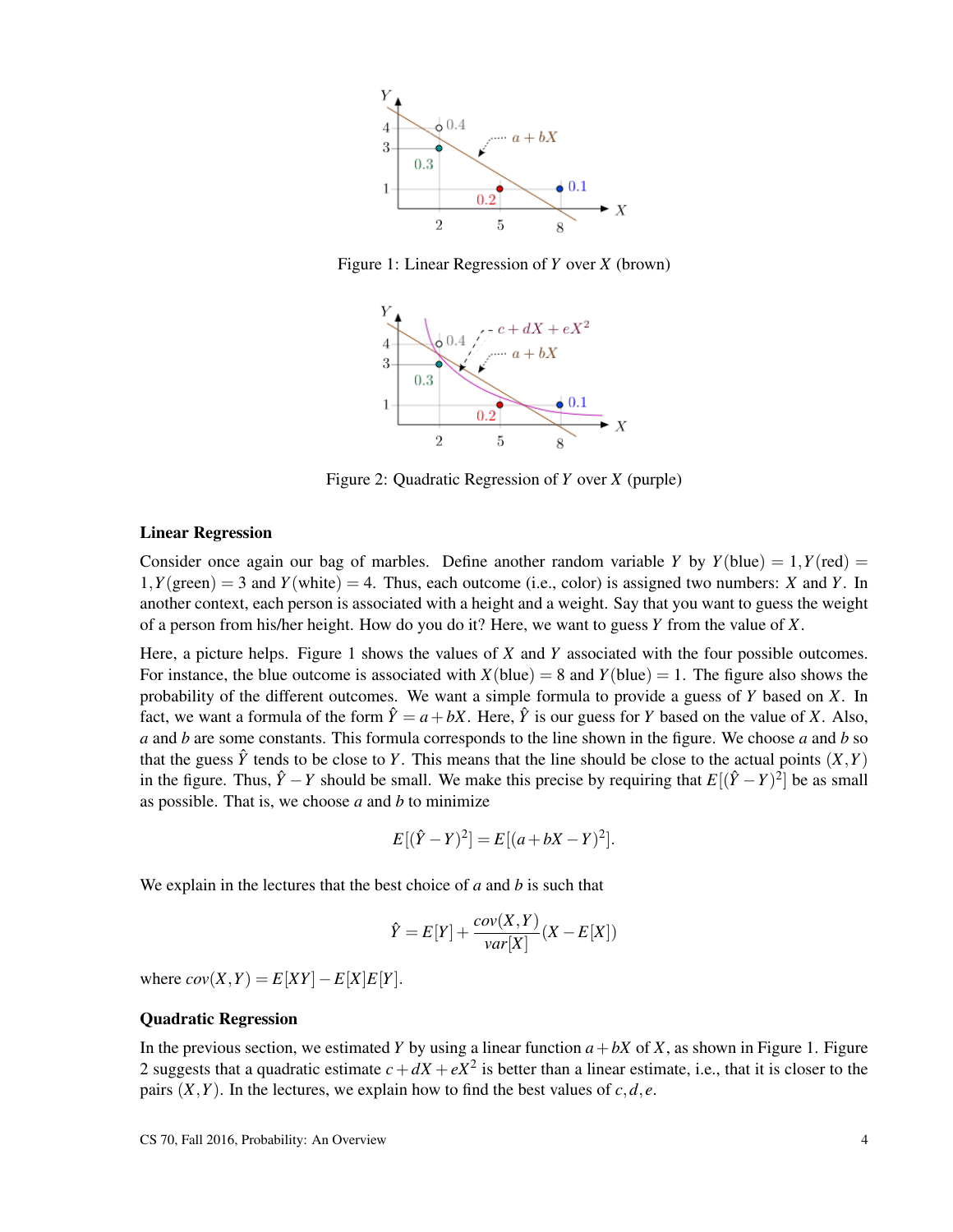Figure 1: Linear Regression of $Y$ over $X$ (brown)

Figure 2: Quadratic Regression of $Y$ over $X$ (purple)

**Linear Regression**

Consider once again our bag of marbles. Define another random variable $Y$ by $Y(\text{blue}) = 1, Y(\text{red}) = 1, Y(\text{green}) = 3$ and $Y(\text{white}) = 4$. Thus, each outcome (i.e., color) is assigned two numbers: $X$ and $Y$. In another context, each person is associated with a height and a weight. Say that you want to guess the weight of a person from his/her height. How do you do it? Here, we want to guess $Y$ from the value of $X$.

Here, a picture helps. Figure 1 shows the values of $X$ and $Y$ associated with the four possible outcomes. For instance, the blue outcome is associated with $X(\text{blue}) = 8$ and $Y(\text{blue}) = 1$. The figure also shows the probability of the different outcomes. We want a simple formula to provide a guess of $Y$ based on $X$. In fact, we want a formula of the form $\hat{Y} = a + bX$. Here, $\hat{Y}$ is our guess for $Y$ based on the value of $X$. Also, $a$ and $b$ are some constants. This formula corresponds to the line shown in the figure. We choose $a$ and $b$ so that the guess $\hat{Y}$ tends to be close to $Y$. This means that the line should be close to the actual points $(X, Y)$ in the figure. Thus, $\hat{Y} - Y$ should be small. We make this precise by requiring that $E[(\hat{Y} - Y)^2]$ be as small as possible. That is, we choose $a$ and $b$ to minimize

$$E[(\hat{Y} - Y)^2] = E[(a + bX - Y)^2].$$

We explain in the lectures that the best choice of $a$ and $b$ is such that

$$\hat{Y} = E[Y] + \frac{cov(X,Y)}{var[X]}(X - E[X])$$

where $cov(X,Y) = E[XY] - E[X]E[Y]$.

**Quadratic Regression**

In the previous section, we estimated $Y$ by using a linear function $a + bX$ of $X$, as shown in Figure 1. Figure 2 suggests that a quadratic estimate $c + dX + eX^2$ is better than a linear estimate, i.e., that it is closer to the pairs $(X, Y)$. In the lectures, we explain how to find the best values of $c, d, e$.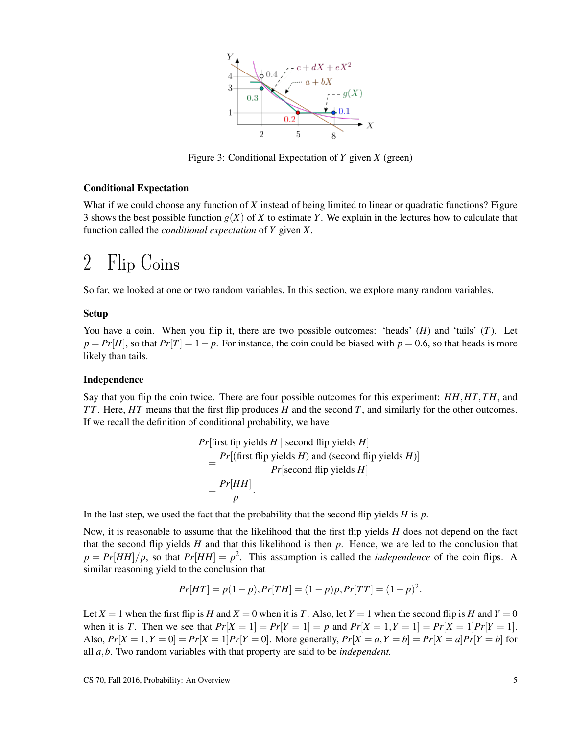Figure 3: Conditional Expectation of $Y$ given $X$ (green)

### Conditional Expectation

What if we could choose any function of $X$ instead of being limited to linear or quadratic functions? Figure 3 shows the best possible function $g(X)$ of $X$ to estimate $Y$. We explain in the lectures how to calculate that function called the *conditional expectation* of $Y$ given $X$.

# 2 Flip Coins

So far, we looked at one or two random variables. In this section, we explore many random variables.

### Setup

You have a coin. When you flip it, there are two possible outcomes: 'heads' ($H$) and 'tails' ($T$). Let $p = Pr[H]$, so that $Pr[T] = 1 - p$. For instance, the coin could be biased with $p = 0.6$, so that heads is more likely than tails.

### Independence

Say that you flip the coin twice. There are four possible outcomes for this experiment: $HH, HT, TH$, and $TT$. Here, $HT$ means that the first flip produces $H$ and the second $T$, and similarly for the other outcomes. If we recall the definition of conditional probability, we have

$$
\begin{aligned}
& Pr[\text{first fip yields } H \mid \text{second flip yields } H] \\
&= \frac{Pr[(\text{first flip yields } H) \text{ and } (\text{second flip yields } H)]}{Pr[\text{second flip yields } H]} \\
&= \frac{Pr[HH]}{p}.
\end{aligned}
$$

In the last step, we used the fact that the probability that the second flip yields $H$ is $p$.

Now, it is reasonable to assume that the likelihood that the first flip yields $H$ does not depend on the fact that the second flip yields $H$ and that this likelihood is then $p$. Hence, we are led to the conclusion that $p = Pr[HH]/p$, so that $Pr[HH] = p^2$. This assumption is called the *independence* of the coin flips. A similar reasoning yield to the conclusion that

$$
Pr[HT] = p(1-p), Pr[TH] = (1-p)p, Pr[TT] = (1-p)^2.
$$

Let $X = 1$ when the first flip is $H$ and $X = 0$ when it is $T$. Also, let $Y = 1$ when the second flip is $H$ and $Y = 0$ when it is $T$. Then we see that $Pr[X = 1] = Pr[Y = 1] = p$ and $Pr[X = 1, Y = 1] = Pr[X = 1]Pr[Y = 1]$. Also, $Pr[X = 1, Y = 0] = Pr[X = 1]Pr[Y = 0]$. More generally, $Pr[X = a, Y = b] = Pr[X = a]Pr[Y = b]$ for all $a, b$. Two random variables with that property are said to be *independent.*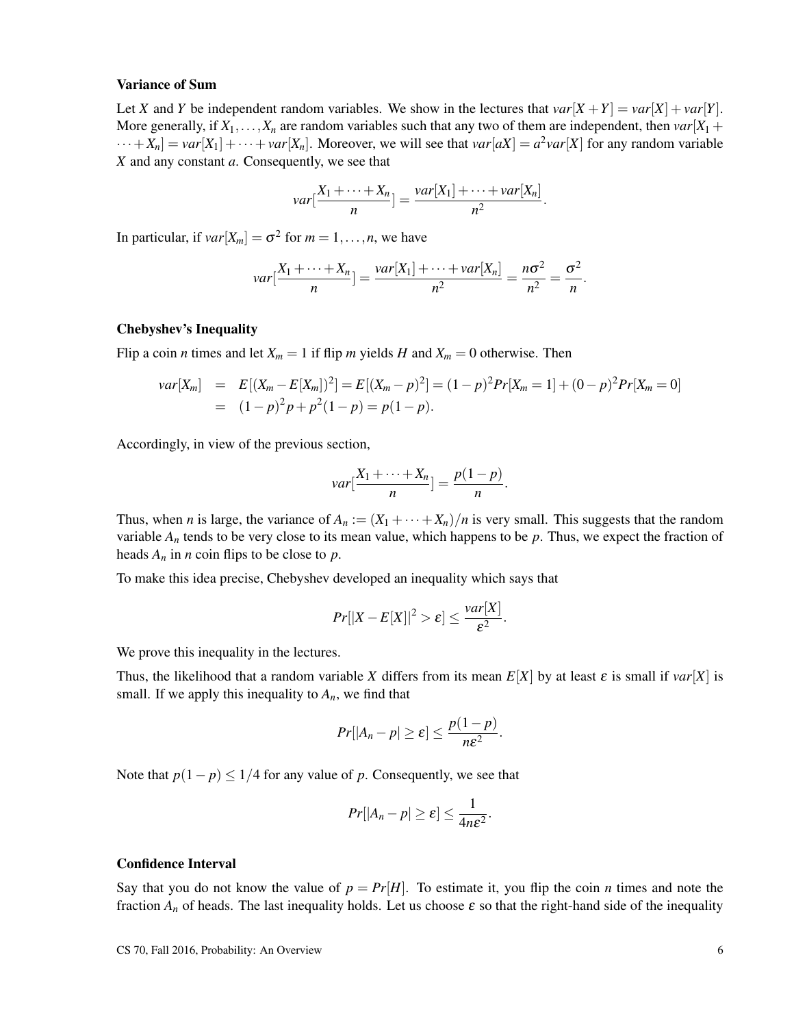### Variance of Sum

Let $X$ and $Y$ be independent random variables. We show in the lectures that $var[X+Y] = var[X] + var[Y]$. More generally, if $X_1, \ldots, X_n$ are random variables such that any two of them are independent, then $var[X_1 + \cdots + X_n] = var[X_1] + \cdots + var[X_n]$. Moreover, we will see that $var[aX] = a^2 var[X]$ for any random variable $X$ and any constant $a$. Consequently, we see that

$$var[\frac{X_1 + \cdots + X_n}{n}] = \frac{var[X_1] + \cdots + var[X_n]}{n^2}.$$

In particular, if $var[X_m] = \sigma^2$ for $m = 1, \ldots, n$, we have

$$var[\frac{X_1 + \cdots + X_n}{n}] = \frac{var[X_1] + \cdots + var[X_n]}{n^2} = \frac{n\sigma^2}{n^2} = \frac{\sigma^2}{n}.$$

### Chebyshev's Inequality

Flip a coin $n$ times and let $X_m = 1$ if flip $m$ yields $H$ and $X_m = 0$ otherwise. Then

$$\begin{aligned} var[X_m] &= E[(X_m - E[X_m])^2] = E[(X_m - p)^2] = (1-p)^2 Pr[X_m = 1] + (0-p)^2 Pr[X_m = 0] \\ &= (1-p)^2 p + p^2(1-p) = p(1-p). \end{aligned}$$

Accordingly, in view of the previous section,

$$var[\frac{X_1 + \cdots + X_n}{n}] = \frac{p(1-p)}{n}.$$

Thus, when $n$ is large, the variance of $A_n := (X_1 + \cdots + X_n)/n$ is very small. This suggests that the random variable $A_n$ tends to be very close to its mean value, which happens to be $p$. Thus, we expect the fraction of heads $A_n$ in $n$ coin flips to be close to $p$.

To make this idea precise, Chebyshev developed an inequality which says that

$$Pr[|X - E[X]|^2 > \varepsilon] \leq \frac{var[X]}{\varepsilon^2}.$$

We prove this inequality in the lectures.

Thus, the likelihood that a random variable $X$ differs from its mean $E[X]$ by at least $\varepsilon$ is small if $var[X]$ is small. If we apply this inequality to $A_n$, we find that

$$Pr[|A_n - p| \geq \varepsilon] \leq \frac{p(1-p)}{n\varepsilon^2}.$$

Note that $p(1-p) \leq 1/4$ for any value of $p$. Consequently, we see that

$$Pr[|A_n - p| \geq \varepsilon] \leq \frac{1}{4n\varepsilon^2}.$$

### Confidence Interval

Say that you do not know the value of $p = Pr[H]$. To estimate it, you flip the coin $n$ times and note the fraction $A_n$ of heads. The last inequality holds. Let us choose $\varepsilon$ so that the right-hand side of the inequality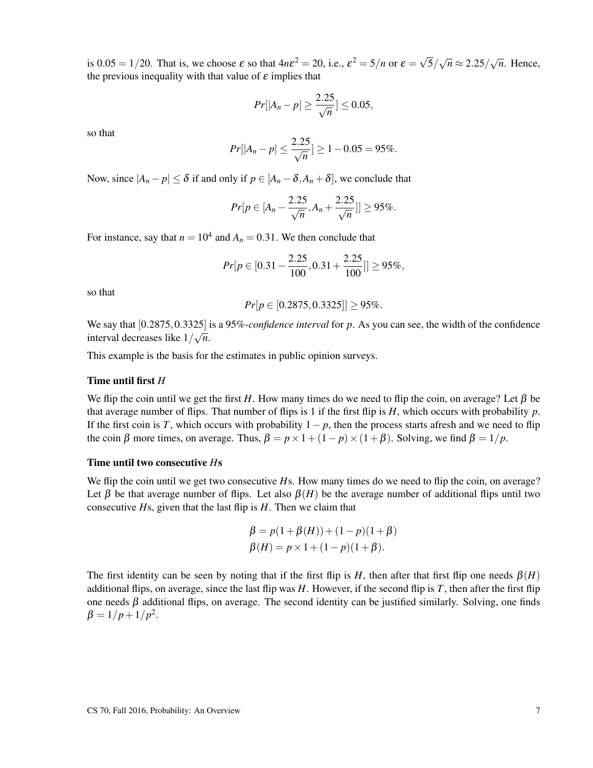is $0.05 = 1/20$. That is, we choose $\varepsilon$ so that $4n\varepsilon^2 = 20$, i.e., $\varepsilon^2 = 5/n$ or $\varepsilon = \sqrt{5}/\sqrt{n} \approx 2.25/\sqrt{n}$. Hence, the previous inequality with that value of $\varepsilon$ implies that

$$Pr[|A_n - p| \geq \frac{2.25}{\sqrt{n}}] \leq 0.05,$$

so that

$$Pr[|A_n - p| \leq \frac{2.25}{\sqrt{n}}] \geq 1 - 0.05 = 95\%.$$

Now, since $|A_n - p| \leq \delta$ if and only if $p \in [A_n - \delta, A_n + \delta]$, we conclude that

$$Pr[p \in [A_n - \frac{2.25}{\sqrt{n}}, A_n + \frac{2.25}{\sqrt{n}}]] \geq 95\%.$$

For instance, say that $n = 10^4$ and $A_n = 0.31$. We then conclude that

$$Pr[p \in [0.31 - \frac{2.25}{100}, 0.31 + \frac{2.25}{100}]] \geq 95\%,$$

so that

$$Pr[p \in [0.2875, 0.3325]] \geq 95\%.$$

We say that $[0.2875, 0.3325]$ is a 95%-*confidence interval* for $p$. As you can see, the width of the confidence interval decreases like $1/\sqrt{n}$.

This example is the basis for the estimates in public opinion surveys.

### Time until first $H$

We flip the coin until we get the first $H$. How many times do we need to flip the coin, on average? Let $\beta$ be that average number of flips. That number of flips is 1 if the first flip is $H$, which occurs with probability $p$. If the first coin is $T$, which occurs with probability $1 - p$, then the process starts afresh and we need to flip the coin $\beta$ more times, on average. Thus, $\beta = p \times 1 + (1 - p) \times (1 + \beta)$. Solving, we find $\beta = 1/p$.

### Time until two consecutive $H$s

We flip the coin until we get two consecutive $H$s. How many times do we need to flip the coin, on average? Let $\beta$ be that average number of flips. Let also $\beta(H)$ be the average number of additional flips until two consecutive $H$s, given that the last flip is $H$. Then we claim that

$$\beta = p(1 + \beta(H)) + (1 - p)(1 + \beta)$$
$$\beta(H) = p \times 1 + (1 - p)(1 + \beta).$$

The first identity can be seen by noting that if the first flip is $H$, then after that first flip one needs $\beta(H)$ additional flips, on average, since the last flip was $H$. However, if the second flip is $T$, then after the first flip one needs $\beta$ additional flips, on average. The second identity can be justified similarly. Solving, one finds $\beta = 1/p + 1/p^2$.